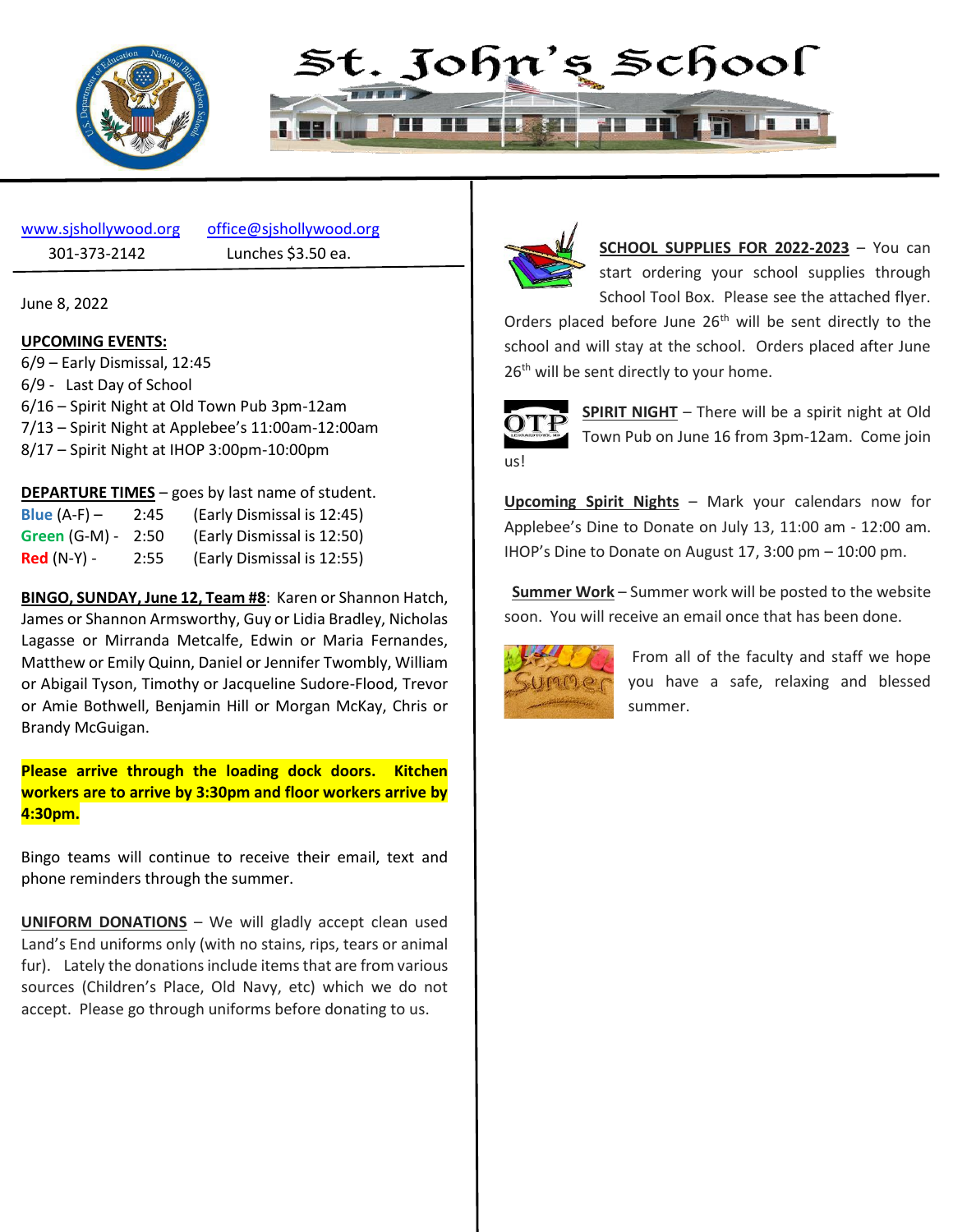# St. John's School

www.sjshollywood.org office@sjshollywood.org
301-373-2142 Lunches $3.50 ea.

June 8, 2022

**UPCOMING EVENTS:**
6/9 – Early Dismissal, 12:45
6/9 - Last Day of School
6/16 – Spirit Night at Old Town Pub 3pm-12am
7/13 – Spirit Night at Applebee's 11:00am-12:00am
8/17 – Spirit Night at IHOP 3:00pm-10:00pm

**DEPARTURE TIMES** – goes by last name of student.

| | | |
|---|---|---|
| Blue (A-F) – | 2:45 | (Early Dismissal is 12:45) |
| Green (G-M) - | 2:50 | (Early Dismissal is 12:50) |
| Red (N-Y) - | 2:55 | (Early Dismissal is 12:55) |

**BINGO, SUNDAY, June 12, Team #8**: Karen or Shannon Hatch, James or Shannon Armsworthy, Guy or Lidia Bradley, Nicholas Lagasse or Mirranda Metcalfe, Edwin or Maria Fernandes, Matthew or Emily Quinn, Daniel or Jennifer Twombly, William or Abigail Tyson, Timothy or Jacqueline Sudore-Flood, Trevor or Amie Bothwell, Benjamin Hill or Morgan McKay, Chris or Brandy McGuigan.

**Please arrive through the loading dock doors. Kitchen workers are to arrive by 3:30pm and floor workers arrive by 4:30pm.**

Bingo teams will continue to receive their email, text and phone reminders through the summer.

**UNIFORM DONATIONS** – We will gladly accept clean used Land's End uniforms only (with no stains, rips, tears or animal fur). Lately the donations include items that are from various sources (Children's Place, Old Navy, etc) which we do not accept. Please go through uniforms before donating to us.

**SCHOOL SUPPLIES FOR 2022-2023** – You can start ordering your school supplies through School Tool Box. Please see the attached flyer. Orders placed before June 26th will be sent directly to the school and will stay at the school. Orders placed after June 26th will be sent directly to your home.

**SPIRIT NIGHT** – There will be a spirit night at Old Town Pub on June 16 from 3pm-12am. Come join us!

**Upcoming Spirit Nights** – Mark your calendars now for Applebee's Dine to Donate on July 13, 11:00 am - 12:00 am. IHOP's Dine to Donate on August 17, 3:00 pm – 10:00 pm.

**Summer Work** – Summer work will be posted to the website soon. You will receive an email once that has been done.

From all of the faculty and staff we hope you have a safe, relaxing and blessed summer.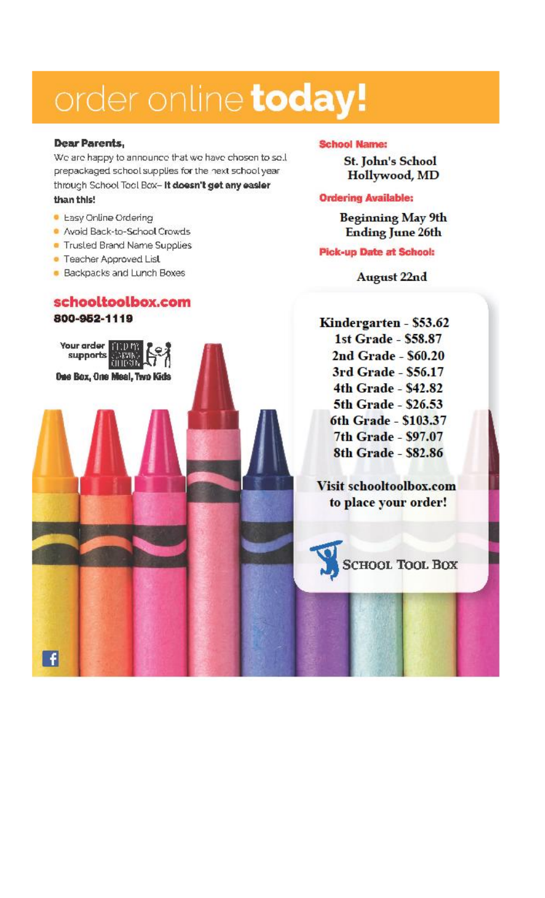# order online **today!**

**Dear Parents,**

We are happy to announce that we have chosen to sell prepackaged school supplies for the next school year through School Tool Box– **It doesn't get any easier than this!**

- Easy Online Ordering
- Avoid Back-to-School Crowds
- Trusted Brand Name Supplies
- Teacher Approved List
- Backpacks and Lunch Boxes

**schooltoolbox.com**
**800-952-1119**

Your order supports FEED MY STARVING CHILDREN
**One Box, One Meal, Two Kids**

**School Name:**

**St. John's School**
**Hollywood, MD**

**Ordering Available:**

**Beginning May 9th**
**Ending June 26th**

**Pick-up Date at School:**

**August 22nd**

**Kindergarten - $53.62**
**1st Grade - $58.87**
**2nd Grade - $60.20**
**3rd Grade - $56.17**
**4th Grade - $42.82**
**5th Grade - $26.53**
**6th Grade - $103.37**
**7th Grade - $97.07**
**8th Grade - $82.86**

**Visit schooltoolbox.com to place your order!**

SCHOOL TOOL BOX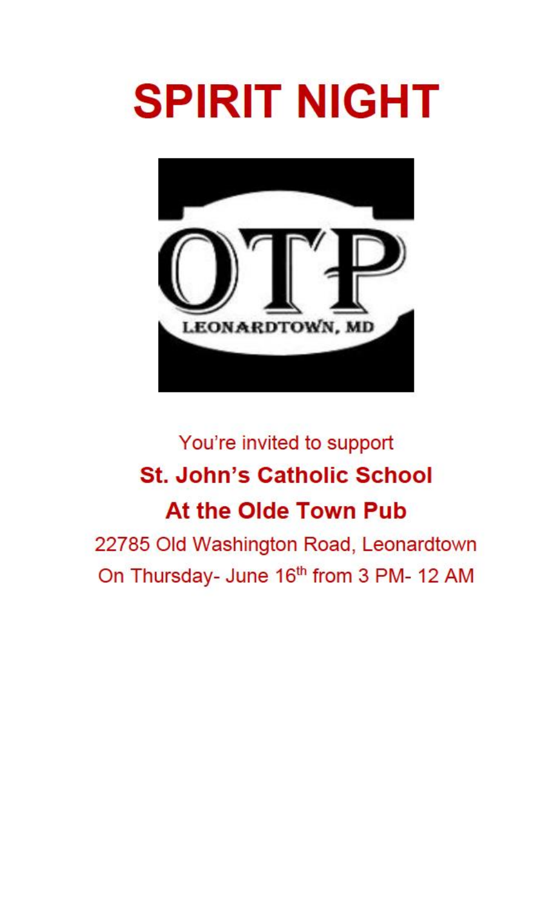# SPIRIT NIGHT

OTP

LEONARDTOWN, MD

You're invited to support

**St. John's Catholic School**

**At the Olde Town Pub**

22785 Old Washington Road, Leonardtown

On Thursday- June 16th from 3 PM- 12 AM